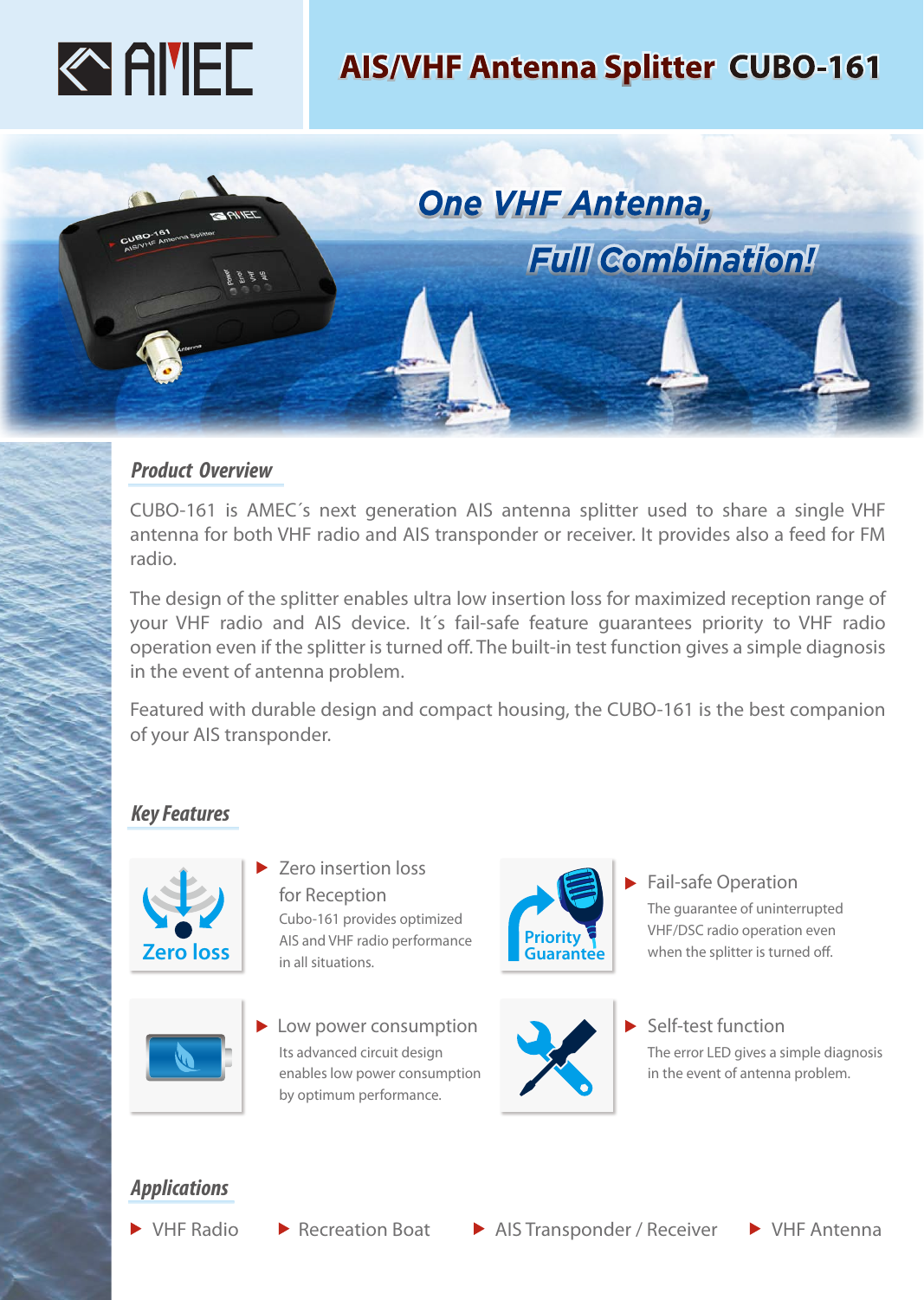# AIS/VHF Antenna Splitter CUBO-161

One VHF Antenna, Full Combination!

## Product Overview

CUBO-161 is AMEC´s next generation AIS antenna splitter used to share a single VHF antenna for both VHF radio and AIS transponder or receiver. It provides also a feed for FM radio.

The design of the splitter enables ultra low insertion loss for maximized reception range of your VHF radio and AIS device. It´s fail-safe feature guarantees priority to VHF radio operation even if the splitter is turned off. The built-in test function gives a simple diagnosis in the event of antenna problem.

Featured with durable design and compact housing, the CUBO-161 is the best companion of your AIS transponder.

## Key Features

- **Zero insertion loss for Reception**
  Cubo-161 provides optimized AIS and VHF radio performance in all situations.
- **Fail-safe Operation**
  The guarantee of uninterrupted VHF/DSC radio operation even when the splitter is turned off.
- **Low power consumption**
  Its advanced circuit design enables low power consumption by optimum performance.
- **Self-test function**
  The error LED gives a simple diagnosis in the event of antenna problem.

## Applications

- VHF Radio
- Recreation Boat
- AIS Transponder / Receiver
- VHF Antenna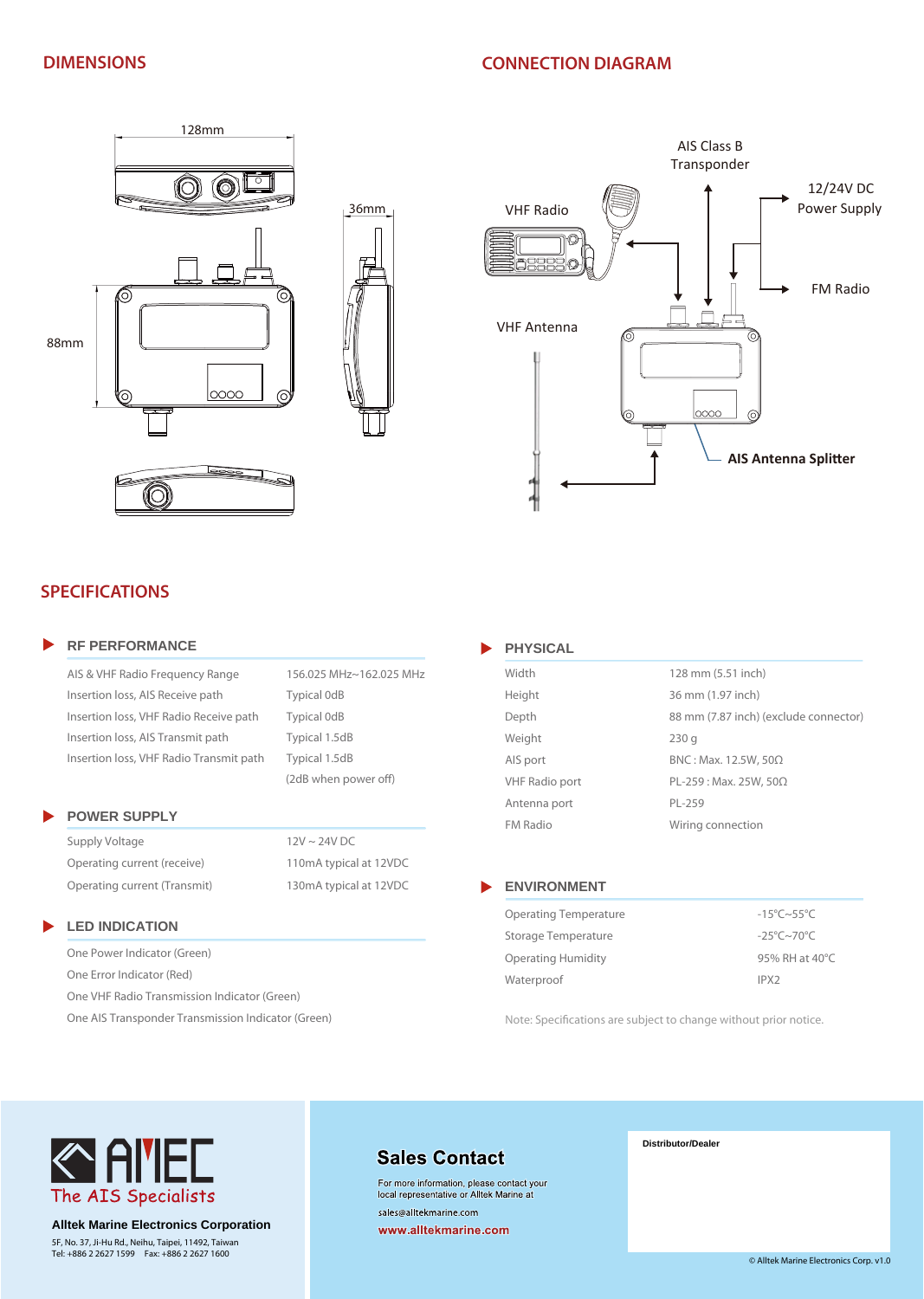## DIMENSIONS

128mm

36mm

88mm

## CONNECTION DIAGRAM

AIS Class B Transponder

VHF Radio

12/24V DC Power Supply

FM Radio

VHF Antenna

**AIS Antenna Splitter**

## SPECIFICATIONS

### RF PERFORMANCE

| | |
|---|---|
| AIS & VHF Radio Frequency Range | 156.025 MHz~162.025 MHz |
| Insertion loss, AIS Receive path | Typical 0dB |
| Insertion loss, VHF Radio Receive path | Typical 0dB |
| Insertion loss, AIS Transmit path | Typical 1.5dB |
| Insertion loss, VHF Radio Transmit path | Typical 1.5dB (2dB when power off) |

### POWER SUPPLY

| | |
|---|---|
| Supply Voltage | 12V ~ 24V DC |
| Operating current (receive) | 110mA typical at 12VDC |
| Operating current (Transmit) | 130mA typical at 12VDC |

### LED INDICATION

One Power Indicator (Green)

One Error Indicator (Red)

One VHF Radio Transmission Indicator (Green)

One AIS Transponder Transmission Indicator (Green)

### PHYSICAL

| | |
|---|---|
| Width | 128 mm (5.51 inch) |
| Height | 36 mm (1.97 inch) |
| Depth | 88 mm (7.87 inch) (exclude connector) |
| Weight | 230 g |
| AIS port | BNC : Max. 12.5W, 50Ω |
| VHF Radio port | PL-259 : Max. 25W, 50Ω |
| Antenna port | PL-259 |
| FM Radio | Wiring connection |

### ENVIRONMENT

| | |
|---|---|
| Operating Temperature | -15°C~55°C |
| Storage Temperature | -25°C~70°C |
| Operating Humidity | 95% RH at 40°C |
| Waterproof | IPX2 |

Note: Specifications are subject to change without prior notice.

AMEC
The AIS Specialists

**Alltek Marine Electronics Corporation**

5F, No. 37, Ji-Hu Rd., Neihu, Taipei, 11492, Taiwan
Tel: +886 2 2627 1599 Fax: +886 2 2627 1600

## Sales Contact

For more information, please contact your local representative or Alltek Marine at

sales@alltekmarine.com

**www.alltekmarine.com**

**Distributor/Dealer**

© Alltek Marine Electronics Corp. v1.0